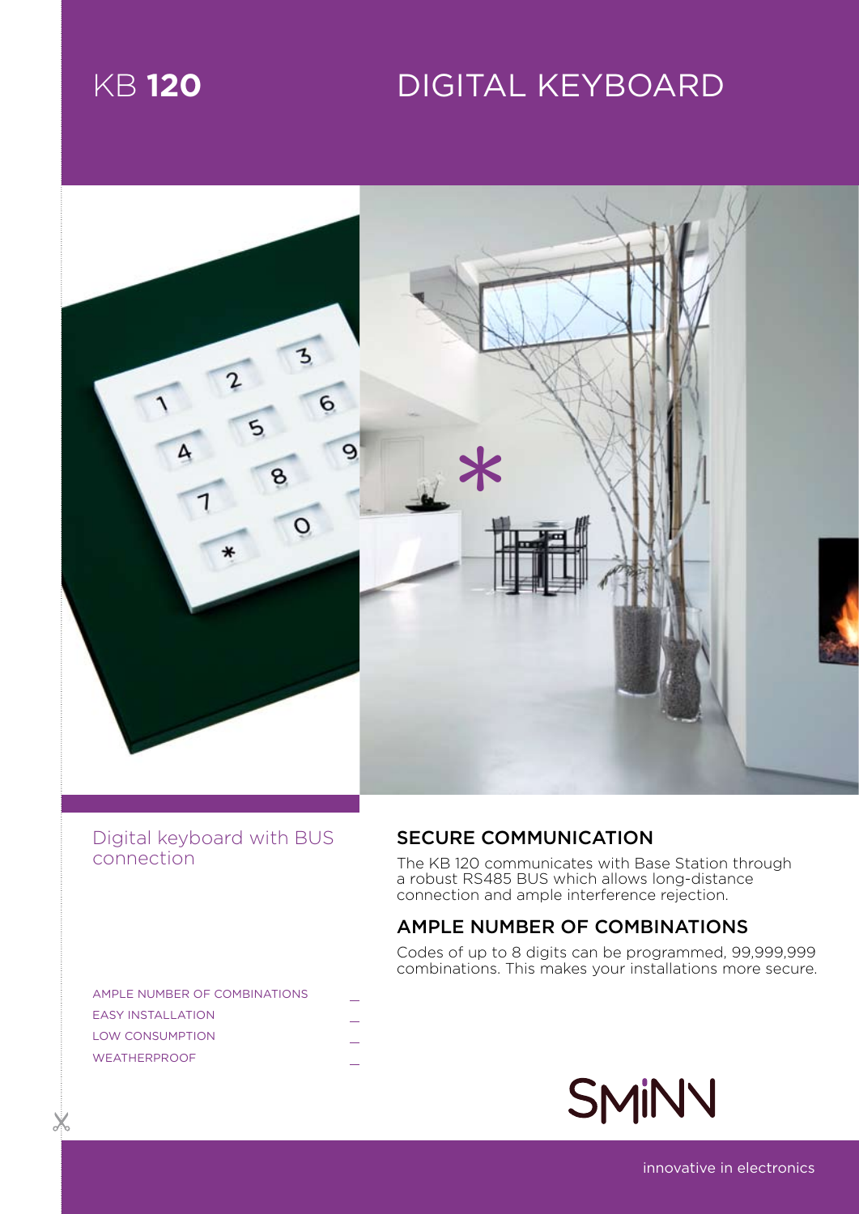# KB **120** DIGITAL KEYBOARD

Digital keyboard with BUS connection

- AMPLE NUMBER OF COMBINATIONS
- EASY INSTALLATION
- LOW CONSUMPTION
- WEATHERPROOF

## SECURE COMMUNICATION

The KB 120 communicates with Base Station through a robust RS485 BUS which allows long-distance connection and ample interference rejection.

## AMPLE NUMBER OF COMBINATIONS

Codes of up to 8 digits can be programmed, 99,999,999 combinations. This makes your installations more secure.

SMiNN

innovative in electronics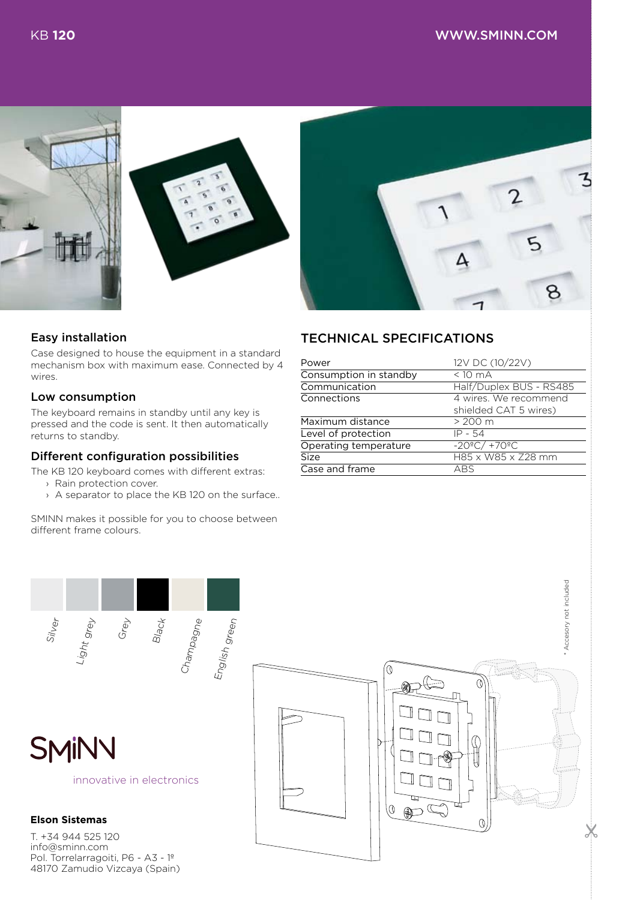## Easy installation

Case designed to house the equipment in a standard mechanism box with maximum ease. Connected by 4 wires.

## Low consumption

The keyboard remains in standby until any key is pressed and the code is sent. It then automatically returns to standby.

## Different configuration possibilities

The KB 120 keyboard comes with different extras:

› Rain protection cover.
› A separator to place the KB 120 on the surface..

SMINN makes it possible for you to choose between different frame colours.

Silver
Light grey
Grey
Black
Champagne
English green

## TECHNICAL SPECIFICATIONS

| | |
|---|---|
| Power | 12V DC (10/22V) |
| Consumption in standby | < 10 mA |
| Communication | Half/Duplex BUS - RS485 |
| Connections | 4 wires. We recommend shielded CAT 5 wires) |
| Maximum distance | > 200 m |
| Level of protection | IP - 54 |
| Operating temperature | -20ºC/ +70ºC |
| Size | H85 x W85 x Z28 mm |
| Case and frame | ABS |

* Accesory not included

SMINN

innovative in electronics

**Elson Sistemas**

T. +34 944 525 120
info@sminn.com
Pol. Torrelarragoiti, P6 - A3 - 1º
48170 Zamudio Vizcaya (Spain)